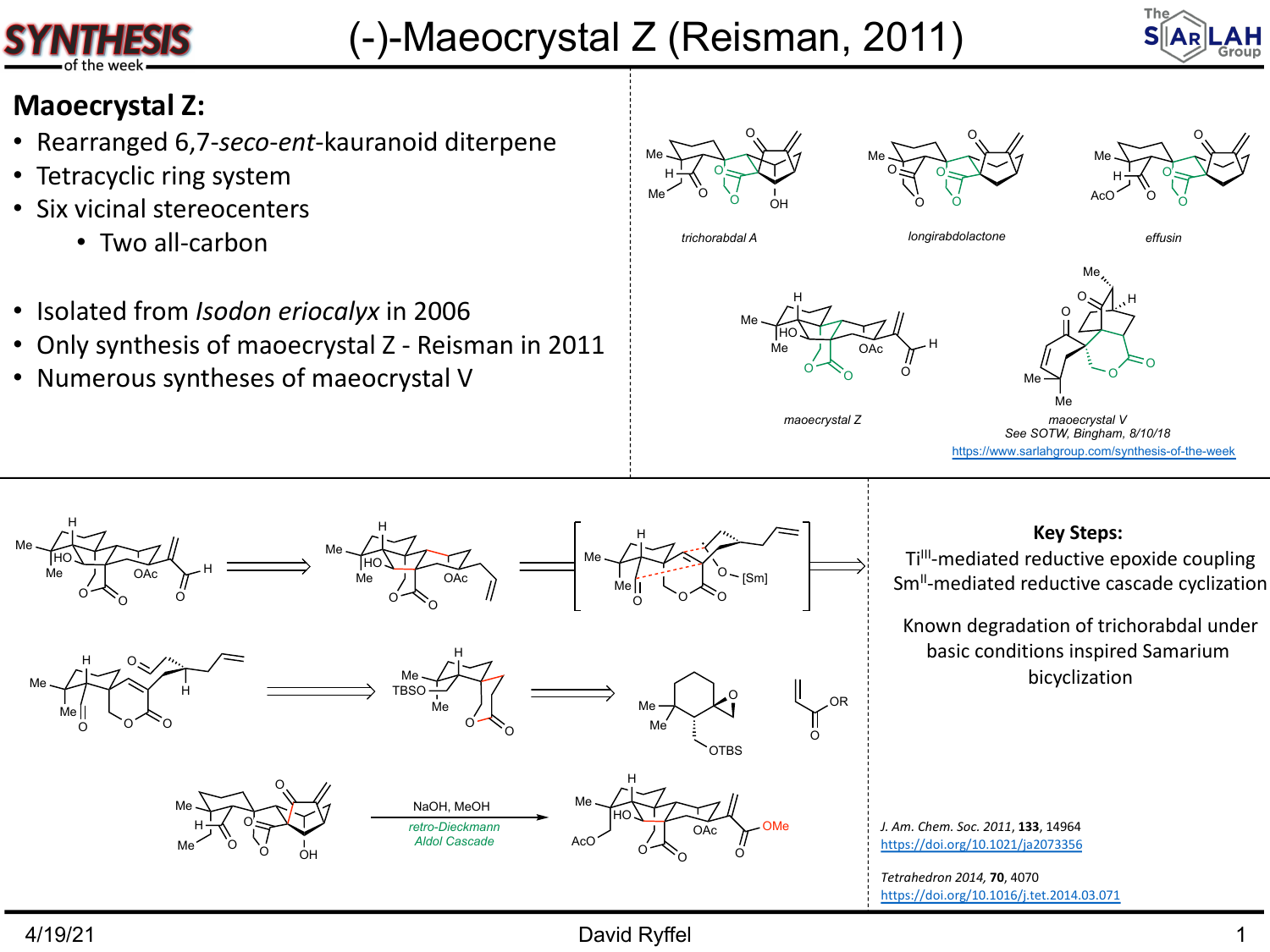# (-)-Maeocrystal Z (Reisman, 2011)

## Maeocrystal Z:

- Rearranged 6,7-*seco*-*ent*-kauranoid diterpene
- Tetracyclic ring system
- Six vicinal stereocenters
  - Two all-carbon
- Isolated from *Isodon eriocalyx* in 2006
- Only synthesis of maeocrystal Z - Reisman in 2011
- Numerous syntheses of maeocrystal V

*trichorabdal A*

*longirabdolactone*

*effusin*

*maeocrystal Z*

*maeocrystal V*
See SOTW, Bingham, 8/10/18
https://www.sarlahgroup.com/synthesis-of-the-week

NaOH, MeOH

*retro-Dieckmann Aldol Cascade*

### Key Steps:

Ti$^{III}$-mediated reductive epoxide coupling
Sm$^{II}$-mediated reductive cascade cyclization

Known degradation of trichorabdal under basic conditions inspired Samarium bicyclization

*J. Am. Chem. Soc.* 2011, **133**, 14964
https://doi.org/10.1021/ja2073356

*Tetrahedron* 2014, **70**, 4070
https://doi.org/10.1016/j.tet.2014.03.071

4/19/21 David Ryffel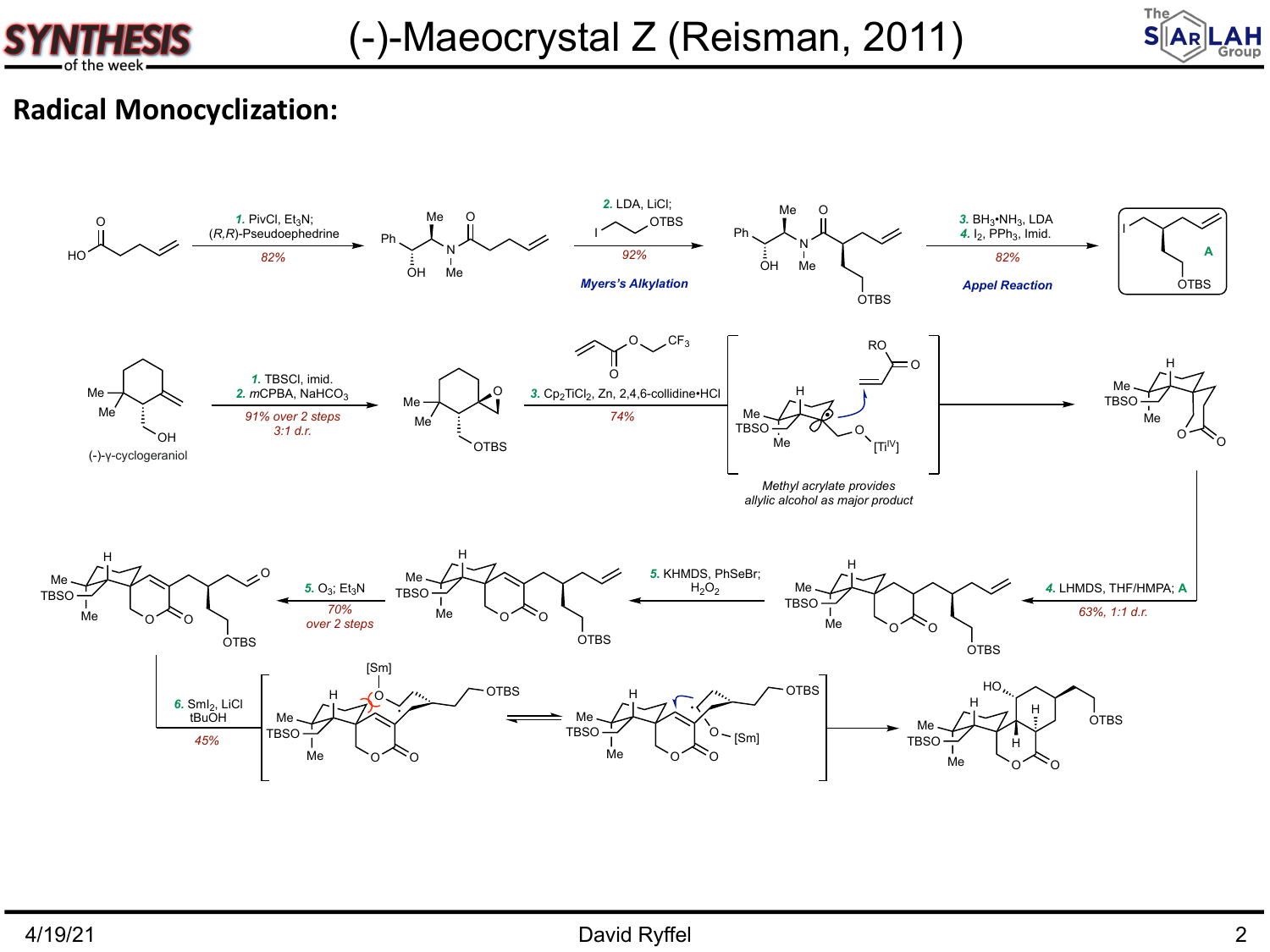## Radical Monocyclization:

**1.** PivCl, $Et_3N$; (*R*,*R*)-Pseudoephedrine
82%

**2.** LDA, LiCl; I–CH₂CH₂–OTBS
92%
**Myers's Alkylation**

**3.** $BH_3$•$NH_3$, LDA
**4.** $I_2$, $PPh_3$, Imid.
82%
**Appel Reaction**

A

(-)-γ-cyclogeraniol

**1.** TBSCl, imid.
**2.** *m*CPBA, $NaHCO_3$
91% over 2 steps
3:1 d.r.

**3.** $Cp_2TiCl_2$, Zn, 2,4,6-collidine•HCl
74%

*Methyl acrylate provides allylic alcohol as major product*

**4.** LHMDS, THF/HMPA; **A**
63%, 1:1 d.r.

**5.** KHMDS, PhSeBr; $H_2O_2$

**5.** $O_3$; $Et_3N$
70% over 2 steps

**6.** $SmI_2$, LiCl, tBuOH
45%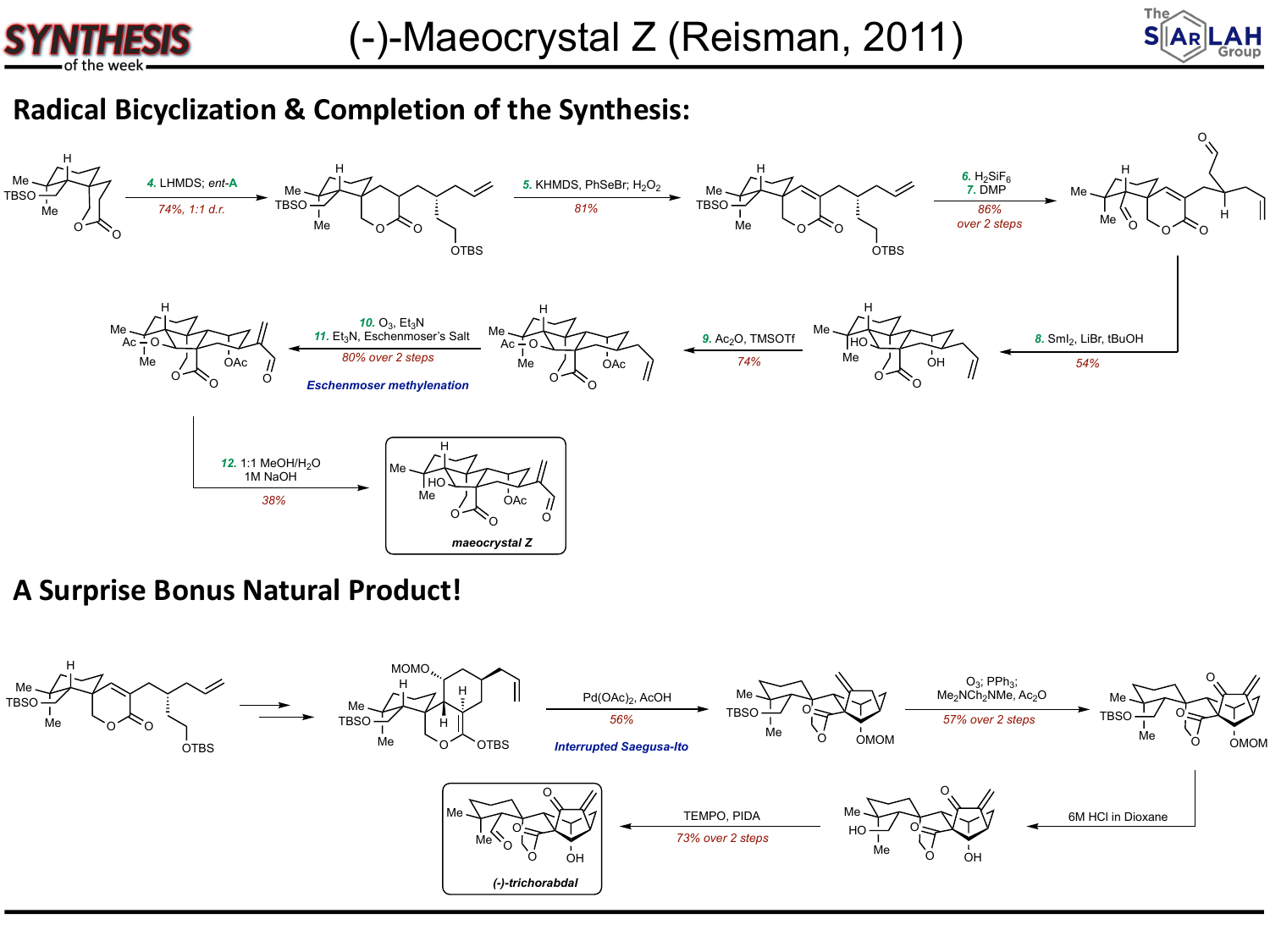# (-)-Maeocrystal Z (Reisman, 2011)

## Radical Bicyclization & Completion of the Synthesis:

4. LHMDS; *ent*-A

74%, 1:1 d.r.

5. KHMDS, PhSeBr; $H_2O_2$

81%

6. $H_2SiF_6$

7. DMP

86% over 2 steps

8. $SmI_2$, LiBr, tBuOH

54%

9. $Ac_2O$, TMSOTf

74%

10. $O_3$, $Et_3N$

11. $Et_3N$, Eschenmoser's Salt

80% over 2 steps

*Eschenmoser methylenation*

12. 1:1 MeOH/$H_2O$ 1M NaOH

38%

***maeocrystal Z***

## A Surprise Bonus Natural Product!

$Pd(OAc)_2$, AcOH

56%

*Interrupted Saegusa-Ito*

$O_3$; $PPh_3$; $Me_2NCH_2NMe$, $Ac_2O$

57% over 2 steps

6M HCl in Dioxane

TEMPO, PIDA

73% over 2 steps

***(-)-trichorabdal***